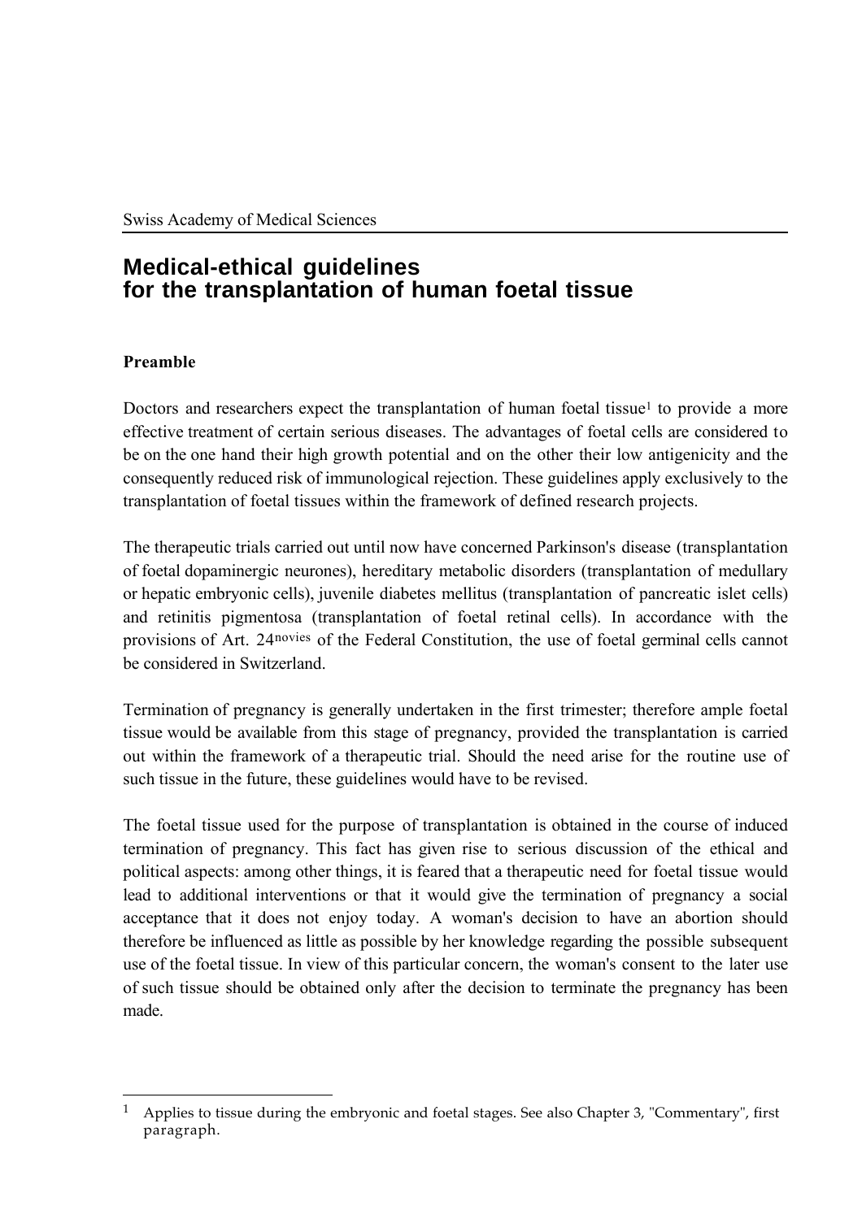Swiss Academy of Medical Sciences

# Medical-ethical guidelines for the transplantation of human foetal tissue

## Preamble

Doctors and researchers expect the transplantation of human foetal tissue[1] to provide a more effective treatment of certain serious diseases. The advantages of foetal cells are considered to be on the one hand their high growth potential and on the other their low antigenicity and the consequently reduced risk of immunological rejection. These guidelines apply exclusively to the transplantation of foetal tissues within the framework of defined research projects.

The therapeutic trials carried out until now have concerned Parkinson's disease (transplantation of foetal dopaminergic neurones), hereditary metabolic disorders (transplantation of medullary or hepatic embryonic cells), juvenile diabetes mellitus (transplantation of pancreatic islet cells) and retinitis pigmentosa (transplantation of foetal retinal cells). In accordance with the provisions of Art. 24[novies] of the Federal Constitution, the use of foetal germinal cells cannot be considered in Switzerland.

Termination of pregnancy is generally undertaken in the first trimester; therefore ample foetal tissue would be available from this stage of pregnancy, provided the transplantation is carried out within the framework of a therapeutic trial. Should the need arise for the routine use of such tissue in the future, these guidelines would have to be revised.

The foetal tissue used for the purpose of transplantation is obtained in the course of induced termination of pregnancy. This fact has given rise to serious discussion of the ethical and political aspects: among other things, it is feared that a therapeutic need for foetal tissue would lead to additional interventions or that it would give the termination of pregnancy a social acceptance that it does not enjoy today. A woman's decision to have an abortion should therefore be influenced as little as possible by her knowledge regarding the possible subsequent use of the foetal tissue. In view of this particular concern, the woman's consent to the later use of such tissue should be obtained only after the decision to terminate the pregnancy has been made.

---

[1] Applies to tissue during the embryonic and foetal stages. See also Chapter 3, "Commentary", first paragraph.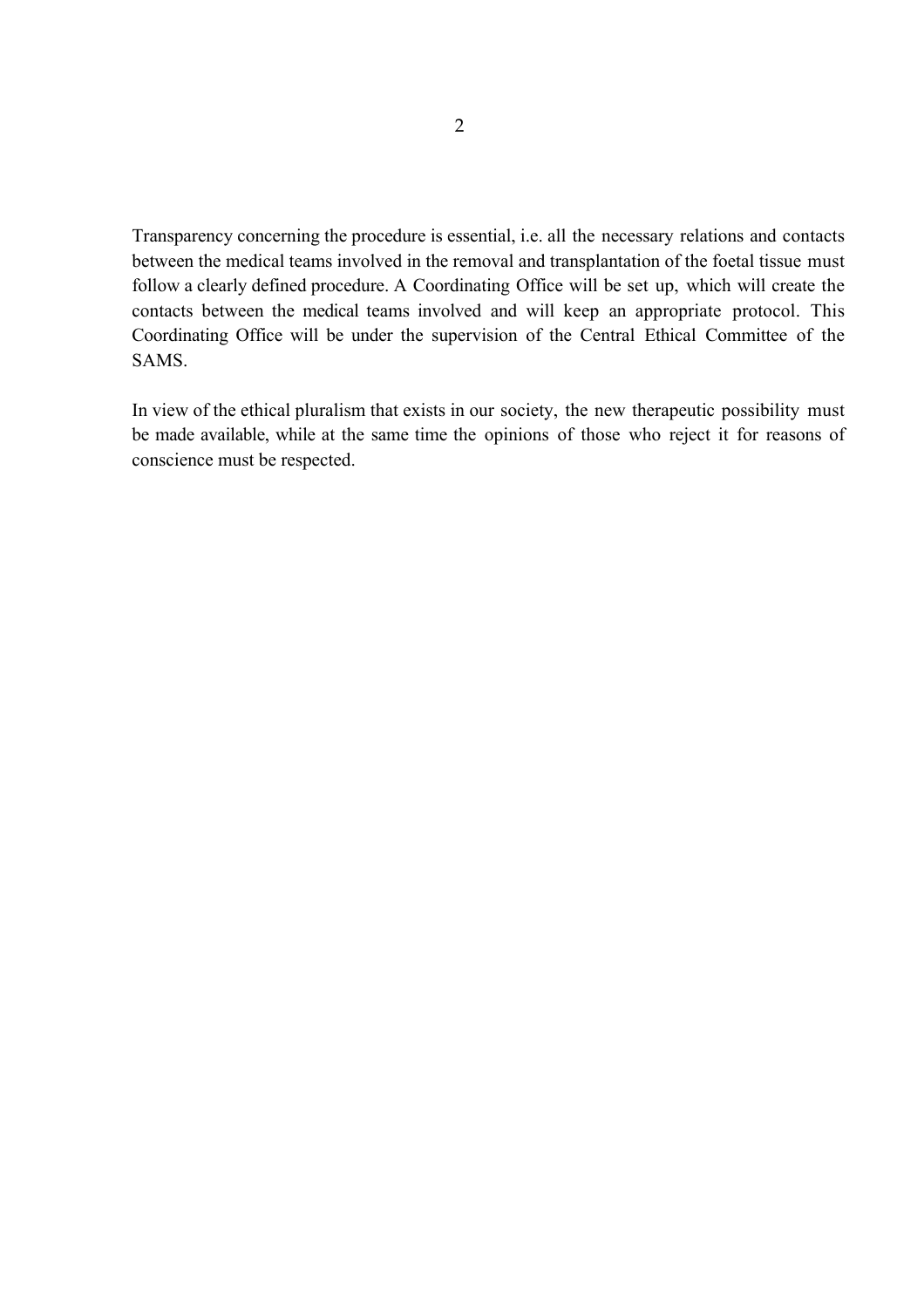Transparency concerning the procedure is essential, i.e. all the necessary relations and contacts between the medical teams involved in the removal and transplantation of the foetal tissue must follow a clearly defined procedure. A Coordinating Office will be set up, which will create the contacts between the medical teams involved and will keep an appropriate protocol. This Coordinating Office will be under the supervision of the Central Ethical Committee of the SAMS.

In view of the ethical pluralism that exists in our society, the new therapeutic possibility must be made available, while at the same time the opinions of those who reject it for reasons of conscience must be respected.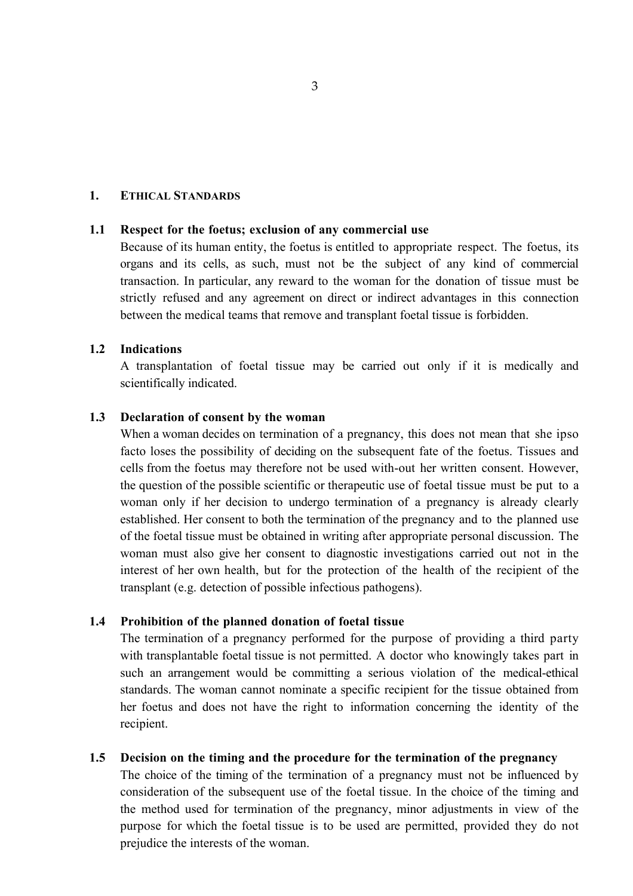# 1. ETHICAL STANDARDS

## 1.1 Respect for the foetus; exclusion of any commercial use

Because of its human entity, the foetus is entitled to appropriate respect. The foetus, its organs and its cells, as such, must not be the subject of any kind of commercial transaction. In particular, any reward to the woman for the donation of tissue must be strictly refused and any agreement on direct or indirect advantages in this connection between the medical teams that remove and transplant foetal tissue is forbidden.

## 1.2 Indications

A transplantation of foetal tissue may be carried out only if it is medically and scientifically indicated.

## 1.3 Declaration of consent by the woman

When a woman decides on termination of a pregnancy, this does not mean that she ipso facto loses the possibility of deciding on the subsequent fate of the foetus. Tissues and cells from the foetus may therefore not be used with-out her written consent. However, the question of the possible scientific or therapeutic use of foetal tissue must be put to a woman only if her decision to undergo termination of a pregnancy is already clearly established. Her consent to both the termination of the pregnancy and to the planned use of the foetal tissue must be obtained in writing after appropriate personal discussion. The woman must also give her consent to diagnostic investigations carried out not in the interest of her own health, but for the protection of the health of the recipient of the transplant (e.g. detection of possible infectious pathogens).

## 1.4 Prohibition of the planned donation of foetal tissue

The termination of a pregnancy performed for the purpose of providing a third party with transplantable foetal tissue is not permitted. A doctor who knowingly takes part in such an arrangement would be committing a serious violation of the medical-ethical standards. The woman cannot nominate a specific recipient for the tissue obtained from her foetus and does not have the right to information concerning the identity of the recipient.

## 1.5 Decision on the timing and the procedure for the termination of the pregnancy

The choice of the timing of the termination of a pregnancy must not be influenced by consideration of the subsequent use of the foetal tissue. In the choice of the timing and the method used for termination of the pregnancy, minor adjustments in view of the purpose for which the foetal tissue is to be used are permitted, provided they do not prejudice the interests of the woman.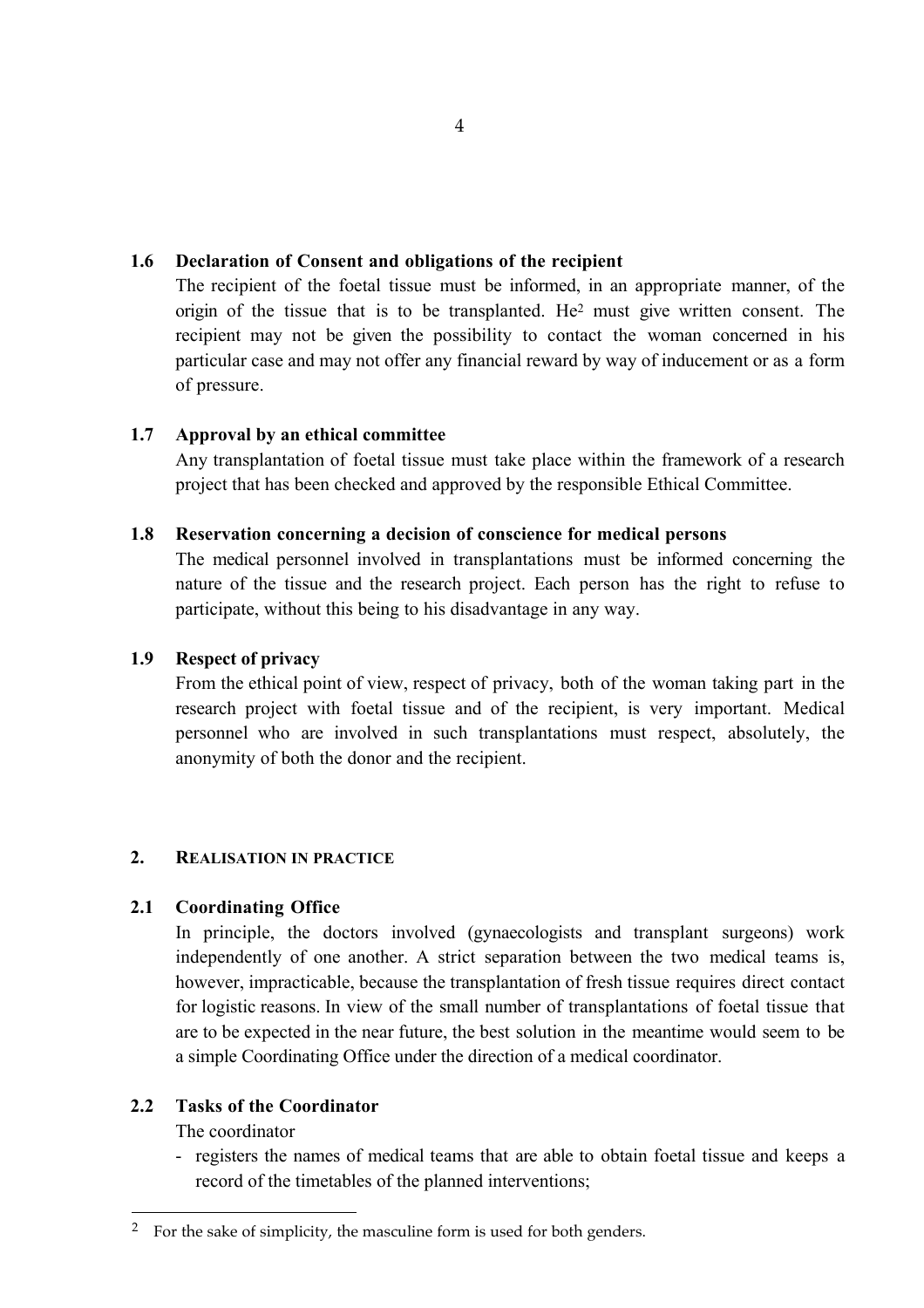### 1.6 Declaration of Consent and obligations of the recipient

The recipient of the foetal tissue must be informed, in an appropriate manner, of the origin of the tissue that is to be transplanted. He[2] must give written consent. The recipient may not be given the possibility to contact the woman concerned in his particular case and may not offer any financial reward by way of inducement or as a form of pressure.

### 1.7 Approval by an ethical committee

Any transplantation of foetal tissue must take place within the framework of a research project that has been checked and approved by the responsible Ethical Committee.

### 1.8 Reservation concerning a decision of conscience for medical persons

The medical personnel involved in transplantations must be informed concerning the nature of the tissue and the research project. Each person has the right to refuse to participate, without this being to his disadvantage in any way.

### 1.9 Respect of privacy

From the ethical point of view, respect of privacy, both of the woman taking part in the research project with foetal tissue and of the recipient, is very important. Medical personnel who are involved in such transplantations must respect, absolutely, the anonymity of both the donor and the recipient.

## 2. Realisation in practice

### 2.1 Coordinating Office

In principle, the doctors involved (gynaecologists and transplant surgeons) work independently of one another. A strict separation between the two medical teams is, however, impracticable, because the transplantation of fresh tissue requires direct contact for logistic reasons. In view of the small number of transplantations of foetal tissue that are to be expected in the near future, the best solution in the meantime would seem to be a simple Coordinating Office under the direction of a medical coordinator.

### 2.2 Tasks of the Coordinator

The coordinator

- registers the names of medical teams that are able to obtain foetal tissue and keeps a record of the timetables of the planned interventions;

---

[2] For the sake of simplicity, the masculine form is used for both genders.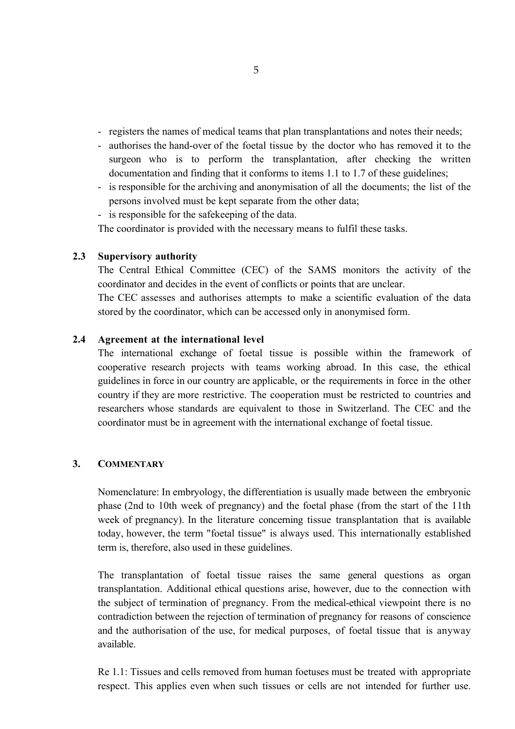- registers the names of medical teams that plan transplantations and notes their needs;
- authorises the hand-over of the foetal tissue by the doctor who has removed it to the surgeon who is to perform the transplantation, after checking the written documentation and finding that it conforms to items 1.1 to 1.7 of these guidelines;
- is responsible for the archiving and anonymisation of all the documents; the list of the persons involved must be kept separate from the other data;
- is responsible for the safekeeping of the data.

The coordinator is provided with the necessary means to fulfil these tasks.

### 2.3 Supervisory authority

The Central Ethical Committee (CEC) of the SAMS monitors the activity of the coordinator and decides in the event of conflicts or points that are unclear.

The CEC assesses and authorises attempts to make a scientific evaluation of the data stored by the coordinator, which can be accessed only in anonymised form.

### 2.4 Agreement at the international level

The international exchange of foetal tissue is possible within the framework of cooperative research projects with teams working abroad. In this case, the ethical guidelines in force in our country are applicable, or the requirements in force in the other country if they are more restrictive. The cooperation must be restricted to countries and researchers whose standards are equivalent to those in Switzerland. The CEC and the coordinator must be in agreement with the international exchange of foetal tissue.

## 3. Commentary

Nomenclature: In embryology, the differentiation is usually made between the embryonic phase (2nd to 10th week of pregnancy) and the foetal phase (from the start of the 11th week of pregnancy). In the literature concerning tissue transplantation that is available today, however, the term "foetal tissue" is always used. This internationally established term is, therefore, also used in these guidelines.

The transplantation of foetal tissue raises the same general questions as organ transplantation. Additional ethical questions arise, however, due to the connection with the subject of termination of pregnancy. From the medical-ethical viewpoint there is no contradiction between the rejection of termination of pregnancy for reasons of conscience and the authorisation of the use, for medical purposes, of foetal tissue that is anyway available.

Re 1.1: Tissues and cells removed from human foetuses must be treated with appropriate respect. This applies even when such tissues or cells are not intended for further use.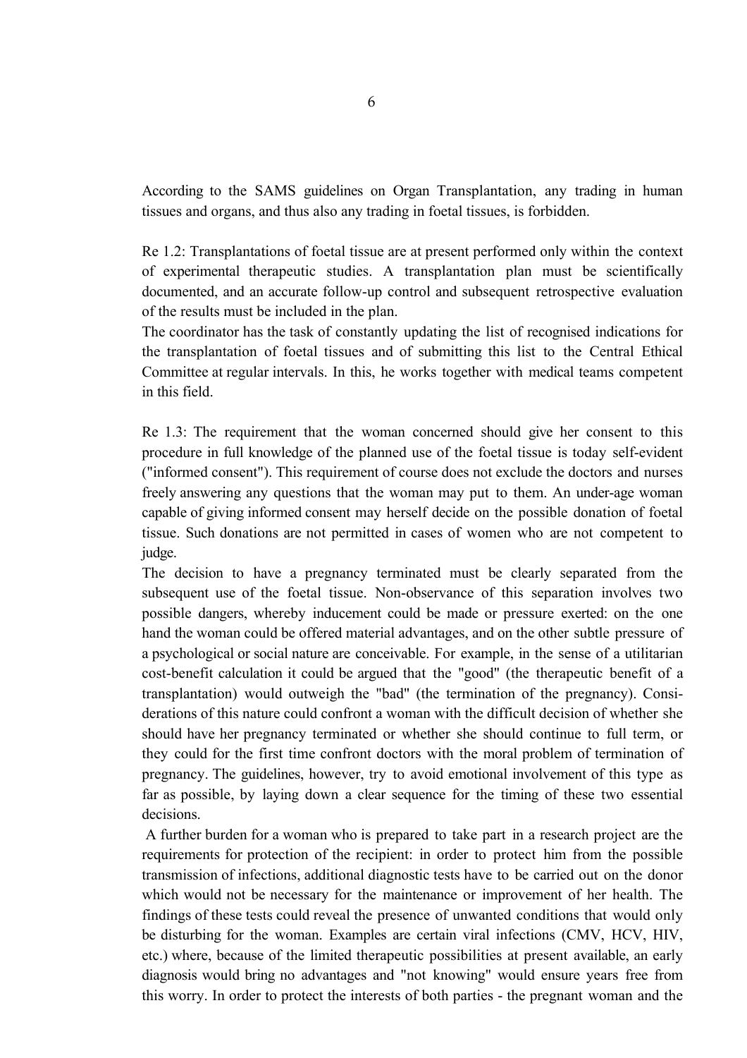According to the SAMS guidelines on Organ Transplantation, any trading in human tissues and organs, and thus also any trading in foetal tissues, is forbidden.

Re 1.2: Transplantations of foetal tissue are at present performed only within the context of experimental therapeutic studies. A transplantation plan must be scientifically documented, and an accurate follow-up control and subsequent retrospective evaluation of the results must be included in the plan.
The coordinator has the task of constantly updating the list of recognised indications for the transplantation of foetal tissues and of submitting this list to the Central Ethical Committee at regular intervals. In this, he works together with medical teams competent in this field.

Re 1.3: The requirement that the woman concerned should give her consent to this procedure in full knowledge of the planned use of the foetal tissue is today self-evident ("informed consent"). This requirement of course does not exclude the doctors and nurses freely answering any questions that the woman may put to them. An under-age woman capable of giving informed consent may herself decide on the possible donation of foetal tissue. Such donations are not permitted in cases of women who are not competent to judge.
The decision to have a pregnancy terminated must be clearly separated from the subsequent use of the foetal tissue. Non-observance of this separation involves two possible dangers, whereby inducement could be made or pressure exerted: on the one hand the woman could be offered material advantages, and on the other subtle pressure of a psychological or social nature are conceivable. For example, in the sense of a utilitarian cost-benefit calculation it could be argued that the "good" (the therapeutic benefit of a transplantation) would outweigh the "bad" (the termination of the pregnancy). Considerations of this nature could confront a woman with the difficult decision of whether she should have her pregnancy terminated or whether she should continue to full term, or they could for the first time confront doctors with the moral problem of termination of pregnancy. The guidelines, however, try to avoid emotional involvement of this type as far as possible, by laying down a clear sequence for the timing of these two essential decisions.
A further burden for a woman who is prepared to take part in a research project are the requirements for protection of the recipient: in order to protect him from the possible transmission of infections, additional diagnostic tests have to be carried out on the donor which would not be necessary for the maintenance or improvement of her health. The findings of these tests could reveal the presence of unwanted conditions that would only be disturbing for the woman. Examples are certain viral infections (CMV, HCV, HIV, etc.) where, because of the limited therapeutic possibilities at present available, an early diagnosis would bring no advantages and "not knowing" would ensure years free from this worry. In order to protect the interests of both parties - the pregnant woman and the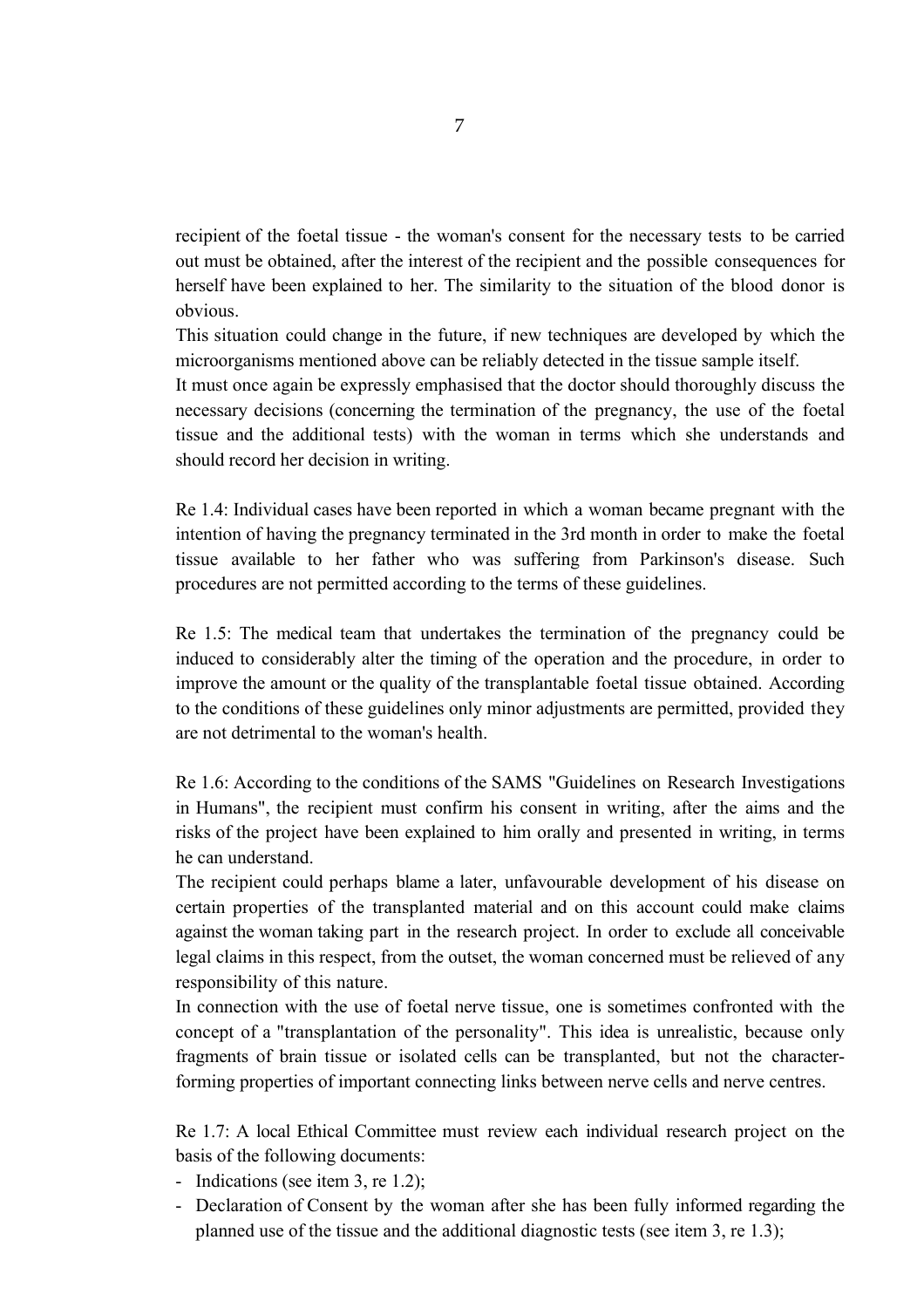recipient of the foetal tissue - the woman's consent for the necessary tests to be carried out must be obtained, after the interest of the recipient and the possible consequences for herself have been explained to her. The similarity to the situation of the blood donor is obvious.

This situation could change in the future, if new techniques are developed by which the microorganisms mentioned above can be reliably detected in the tissue sample itself.

It must once again be expressly emphasised that the doctor should thoroughly discuss the necessary decisions (concerning the termination of the pregnancy, the use of the foetal tissue and the additional tests) with the woman in terms which she understands and should record her decision in writing.

Re 1.4: Individual cases have been reported in which a woman became pregnant with the intention of having the pregnancy terminated in the 3rd month in order to make the foetal tissue available to her father who was suffering from Parkinson's disease. Such procedures are not permitted according to the terms of these guidelines.

Re 1.5: The medical team that undertakes the termination of the pregnancy could be induced to considerably alter the timing of the operation and the procedure, in order to improve the amount or the quality of the transplantable foetal tissue obtained. According to the conditions of these guidelines only minor adjustments are permitted, provided they are not detrimental to the woman's health.

Re 1.6: According to the conditions of the SAMS "Guidelines on Research Investigations in Humans", the recipient must confirm his consent in writing, after the aims and the risks of the project have been explained to him orally and presented in writing, in terms he can understand.

The recipient could perhaps blame a later, unfavourable development of his disease on certain properties of the transplanted material and on this account could make claims against the woman taking part in the research project. In order to exclude all conceivable legal claims in this respect, from the outset, the woman concerned must be relieved of any responsibility of this nature.

In connection with the use of foetal nerve tissue, one is sometimes confronted with the concept of a "transplantation of the personality". This idea is unrealistic, because only fragments of brain tissue or isolated cells can be transplanted, but not the character-forming properties of important connecting links between nerve cells and nerve centres.

Re 1.7: A local Ethical Committee must review each individual research project on the basis of the following documents:

- Indications (see item 3, re 1.2);
- Declaration of Consent by the woman after she has been fully informed regarding the planned use of the tissue and the additional diagnostic tests (see item 3, re 1.3);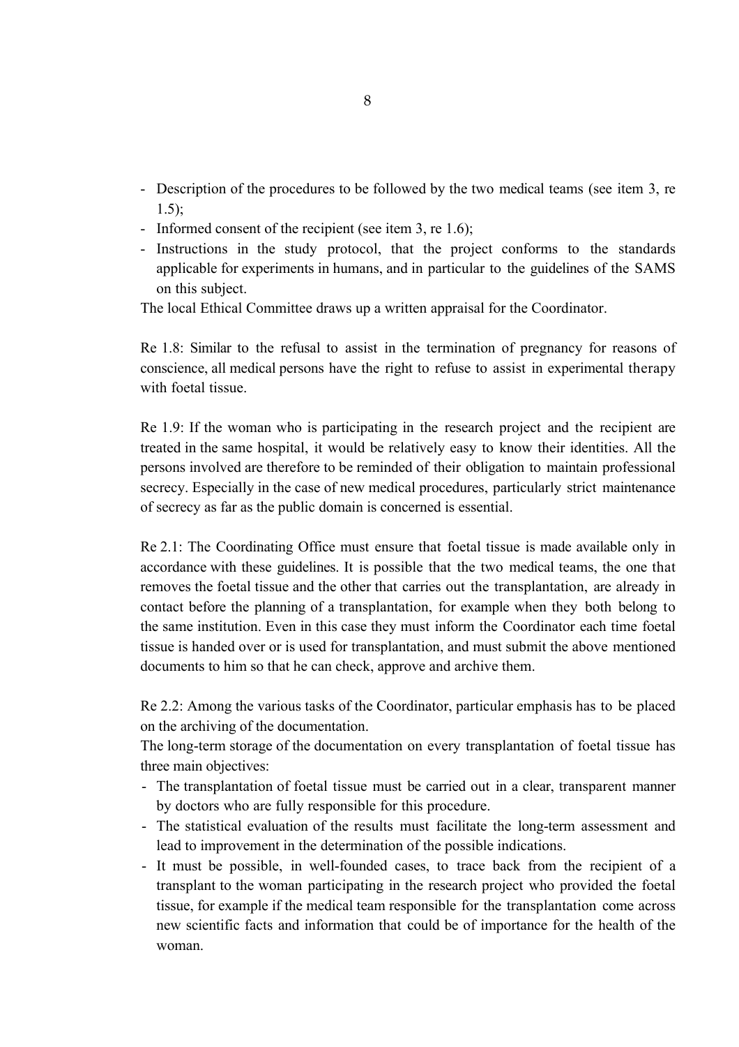- Description of the procedures to be followed by the two medical teams (see item 3, re 1.5);
- Informed consent of the recipient (see item 3, re 1.6);
- Instructions in the study protocol, that the project conforms to the standards applicable for experiments in humans, and in particular to the guidelines of the SAMS on this subject.

The local Ethical Committee draws up a written appraisal for the Coordinator.

Re 1.8: Similar to the refusal to assist in the termination of pregnancy for reasons of conscience, all medical persons have the right to refuse to assist in experimental therapy with foetal tissue.

Re 1.9: If the woman who is participating in the research project and the recipient are treated in the same hospital, it would be relatively easy to know their identities. All the persons involved are therefore to be reminded of their obligation to maintain professional secrecy. Especially in the case of new medical procedures, particularly strict maintenance of secrecy as far as the public domain is concerned is essential.

Re 2.1: The Coordinating Office must ensure that foetal tissue is made available only in accordance with these guidelines. It is possible that the two medical teams, the one that removes the foetal tissue and the other that carries out the transplantation, are already in contact before the planning of a transplantation, for example when they both belong to the same institution. Even in this case they must inform the Coordinator each time foetal tissue is handed over or is used for transplantation, and must submit the above mentioned documents to him so that he can check, approve and archive them.

Re 2.2: Among the various tasks of the Coordinator, particular emphasis has to be placed on the archiving of the documentation.

The long-term storage of the documentation on every transplantation of foetal tissue has three main objectives:

- The transplantation of foetal tissue must be carried out in a clear, transparent manner by doctors who are fully responsible for this procedure.
- The statistical evaluation of the results must facilitate the long-term assessment and lead to improvement in the determination of the possible indications.
- It must be possible, in well-founded cases, to trace back from the recipient of a transplant to the woman participating in the research project who provided the foetal tissue, for example if the medical team responsible for the transplantation come across new scientific facts and information that could be of importance for the health of the woman.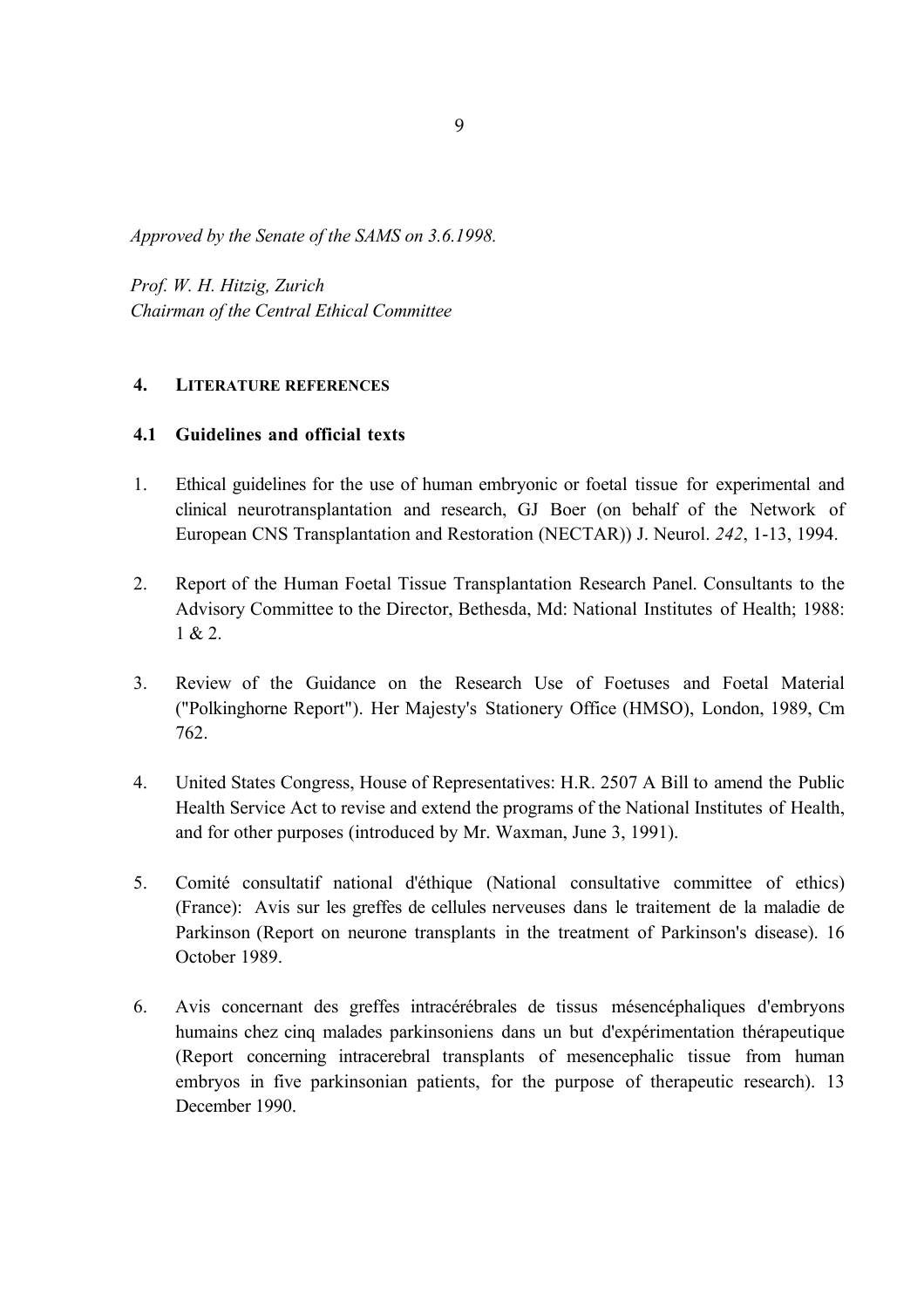*Approved by the Senate of the SAMS on 3.6.1998.*

*Prof. W. H. Hitzig, Zurich*
*Chairman of the Central Ethical Committee*

## 4. Literature references

### 4.1 Guidelines and official texts

1. Ethical guidelines for the use of human embryonic or foetal tissue for experimental and clinical neurotransplantation and research, GJ Boer (on behalf of the Network of European CNS Transplantation and Restoration (NECTAR)) J. Neurol. *242*, 1-13, 1994.

2. Report of the Human Foetal Tissue Transplantation Research Panel. Consultants to the Advisory Committee to the Director, Bethesda, Md: National Institutes of Health; 1988: 1 & 2.

3. Review of the Guidance on the Research Use of Foetuses and Foetal Material ("Polkinghorne Report"). Her Majesty's Stationery Office (HMSO), London, 1989, Cm 762.

4. United States Congress, House of Representatives: H.R. 2507 A Bill to amend the Public Health Service Act to revise and extend the programs of the National Institutes of Health, and for other purposes (introduced by Mr. Waxman, June 3, 1991).

5. Comité consultatif national d'éthique (National consultative committee of ethics) (France): Avis sur les greffes de cellules nerveuses dans le traitement de la maladie de Parkinson (Report on neurone transplants in the treatment of Parkinson's disease). 16 October 1989.

6. Avis concernant des greffes intracérébrales de tissus mésencéphaliques d'embryons humains chez cinq malades parkinsoniens dans un but d'expérimentation thérapeutique (Report concerning intracerebral transplants of mesencephalic tissue from human embryos in five parkinsonian patients, for the purpose of therapeutic research). 13 December 1990.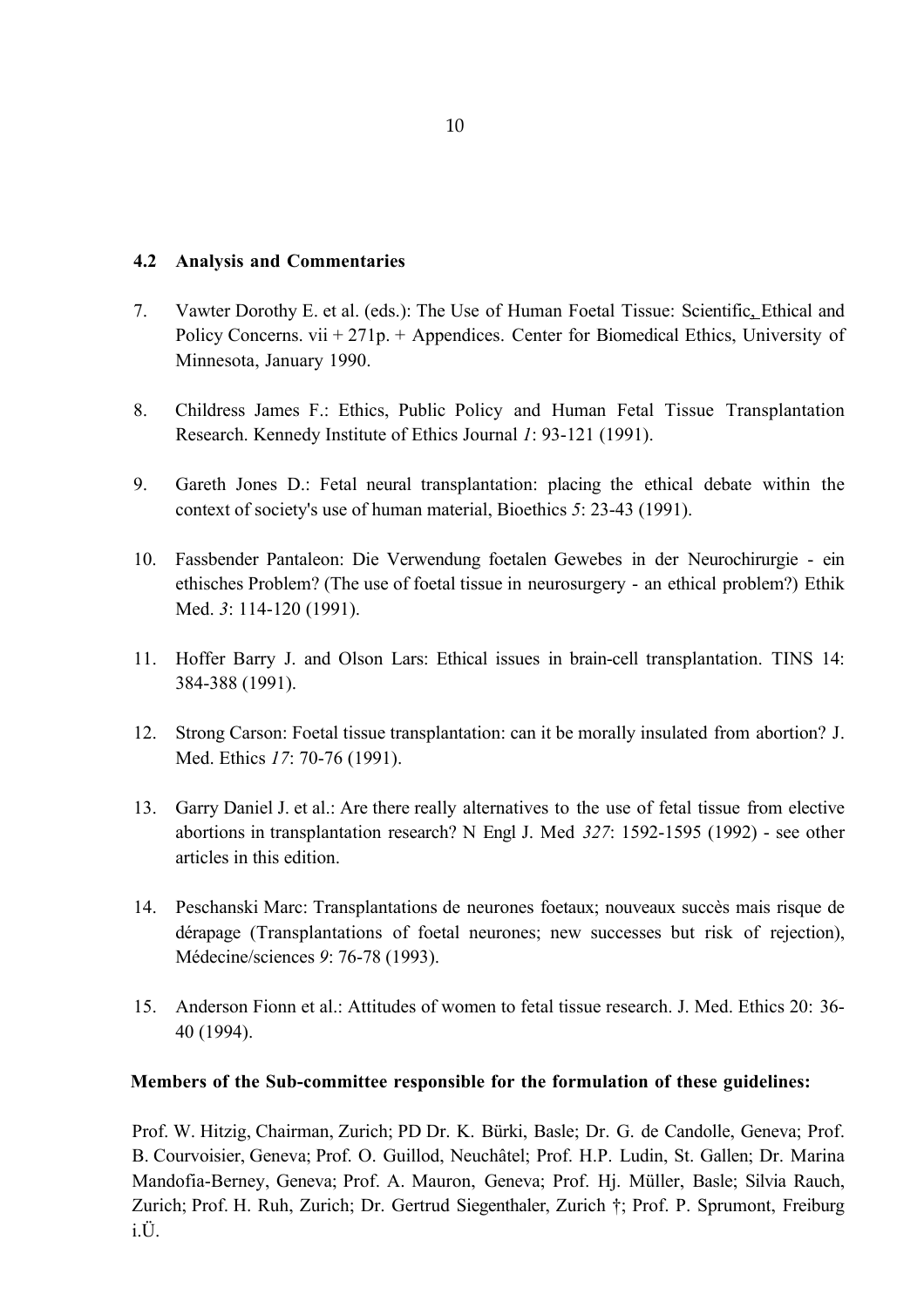### 4.2 Analysis and Commentaries

7. Vawter Dorothy E. et al. (eds.): The Use of Human Foetal Tissue: Scientific, Ethical and Policy Concerns. vii + 271p. + Appendices. Center for Biomedical Ethics, University of Minnesota, January 1990.

8. Childress James F.: Ethics, Public Policy and Human Fetal Tissue Transplantation Research. Kennedy Institute of Ethics Journal *1*: 93-121 (1991).

9. Gareth Jones D.: Fetal neural transplantation: placing the ethical debate within the context of society's use of human material, Bioethics *5*: 23-43 (1991).

10. Fassbender Pantaleon: Die Verwendung foetalen Gewebes in der Neurochirurgie - ein ethisches Problem? (The use of foetal tissue in neurosurgery - an ethical problem?) Ethik Med. *3*: 114-120 (1991).

11. Hoffer Barry J. and Olson Lars: Ethical issues in brain-cell transplantation. TINS 14: 384-388 (1991).

12. Strong Carson: Foetal tissue transplantation: can it be morally insulated from abortion? J. Med. Ethics *17*: 70-76 (1991).

13. Garry Daniel J. et al.: Are there really alternatives to the use of fetal tissue from elective abortions in transplantation research? N Engl J. Med *327*: 1592-1595 (1992) - see other articles in this edition.

14. Peschanski Marc: Transplantations de neurones foetaux; nouveaux succès mais risque de dérapage (Transplantations of foetal neurones; new successes but risk of rejection), Médecine/sciences *9*: 76-78 (1993).

15. Anderson Fionn et al.: Attitudes of women to fetal tissue research. J. Med. Ethics 20: 36-40 (1994).

**Members of the Sub-committee responsible for the formulation of these guidelines:**

Prof. W. Hitzig, Chairman, Zurich; PD Dr. K. Bürki, Basle; Dr. G. de Candolle, Geneva; Prof. B. Courvoisier, Geneva; Prof. O. Guillod, Neuchâtel; Prof. H.P. Ludin, St. Gallen; Dr. Marina Mandofia-Berney, Geneva; Prof. A. Mauron, Geneva; Prof. Hj. Müller, Basle; Silvia Rauch, Zurich; Prof. H. Ruh, Zurich; Dr. Gertrud Siegenthaler, Zurich †; Prof. P. Sprumont, Freiburg i.Ü.